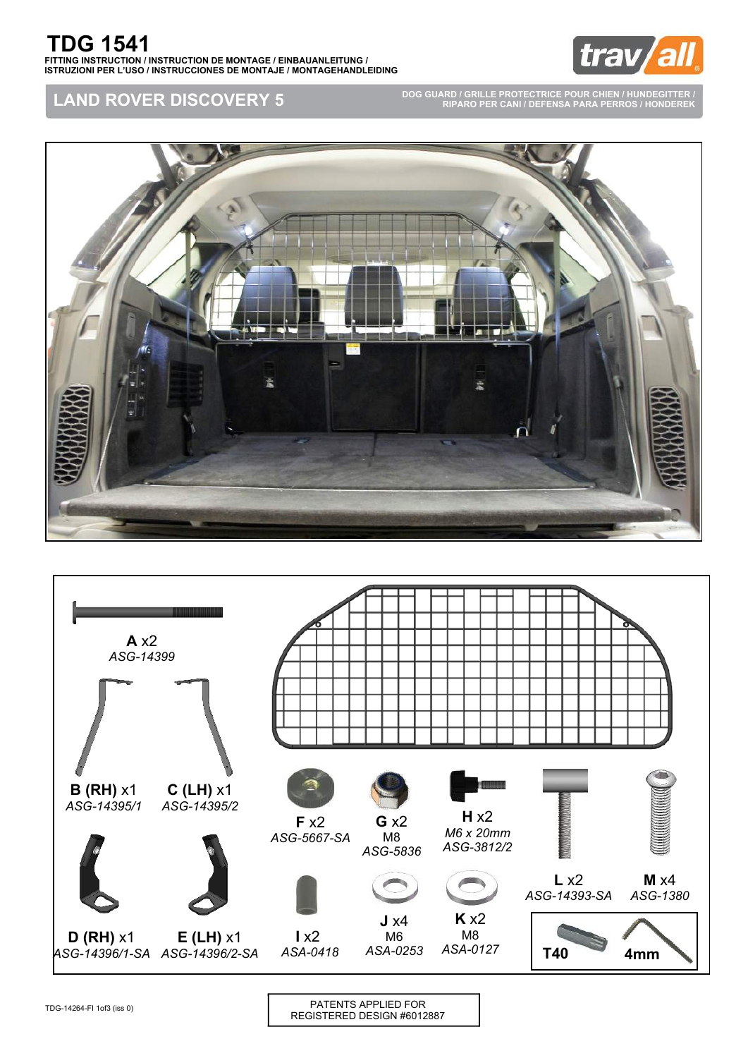# TDG 1541

FITTING INSTRUCTION / INSTRUCTION DE MONTAGE / EINBAUANLEITUNG / ISTRUZIONI PER L'USO / INSTRUCCIONES DE MONTAJE / MONTAGEHANDLEIDING

trav/all

## LAND ROVER DISCOVERY 5

DOG GUARD / GRILLE PROTECTRICE POUR CHIEN / HUNDEGITTER / RIPARO PER CANI / DEFENSA PARA PERROS / HONDEREK

**A** x2
*ASG-14399*

**B (RH)** x1
*ASG-14395/1*

**C (LH)** x1
*ASG-14395/2*

**D (RH)** x1
*ASG-14396/1-SA*

**E (LH)** x1
*ASG-14396/2-SA*

**F** x2
*ASG-5667-SA*

**G** x2
M8
*ASG-5836*

**H** x2
*M6 x 20mm*
*ASG-3812/2*

**I** x2
*ASA-0418*

**J** x4
M6
*ASA-0253*

**K** x2
M8
*ASA-0127*

**L** x2
*ASG-14393-SA*

**M** x4
*ASG-1380*

**T40** **4mm**

TDG-14264-FI 1of3 (iss 0)

PATENTS APPLIED FOR
REGISTERED DESIGN #6012887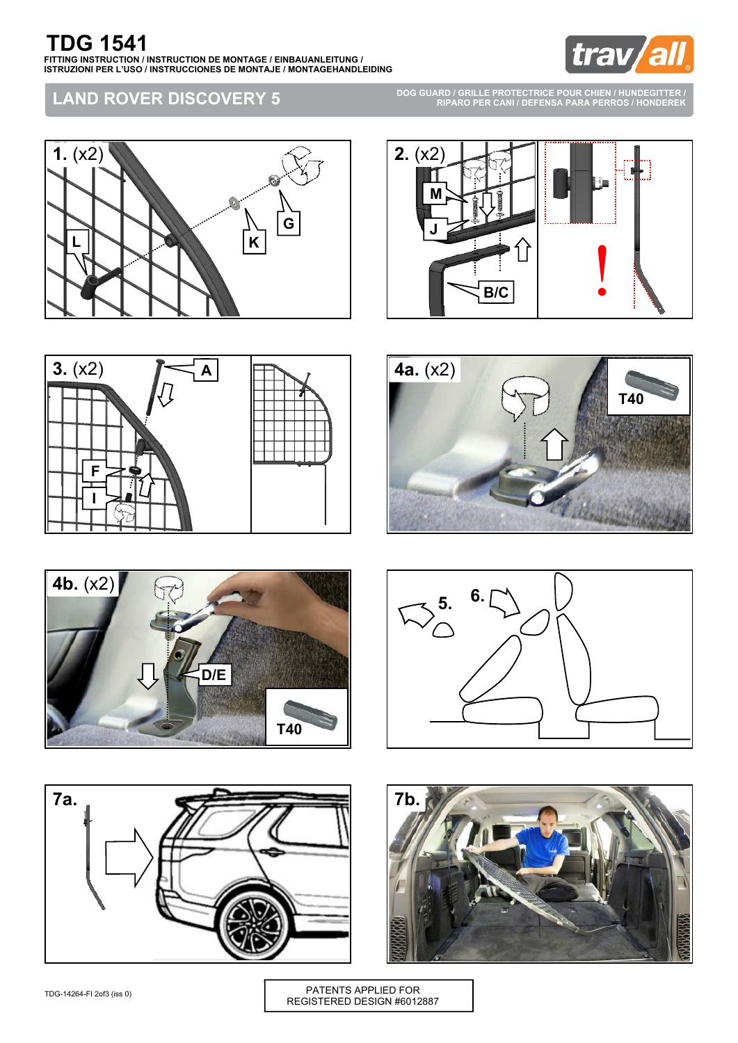# TDG 1541

FITTING INSTRUCTION / INSTRUCTION DE MONTAGE / EINBAUANLEITUNG / ISTRUZIONI PER L'USO / INSTRUCCIONES DE MONTAJE / MONTAGEHANDLEIDING

## LAND ROVER DISCOVERY 5

DOG GUARD / GRILLE PROTECTRICE POUR CHIEN / HUNDEGITTER / RIPARO PER CANI / DEFENSA PARA PERROS / HONDEREK

**1.** (x2) L K G

**2.** (x2) M J B/C !

**3.** (x2) A F I

**4a.** (x2) T40

**4b.** (x2) D/E T40

**5.** **6.**

**7a.**

**7b.**

TDG-14264-FI 2of3 (iss 0)

PATENTS APPLIED FOR
REGISTERED DESIGN #6012887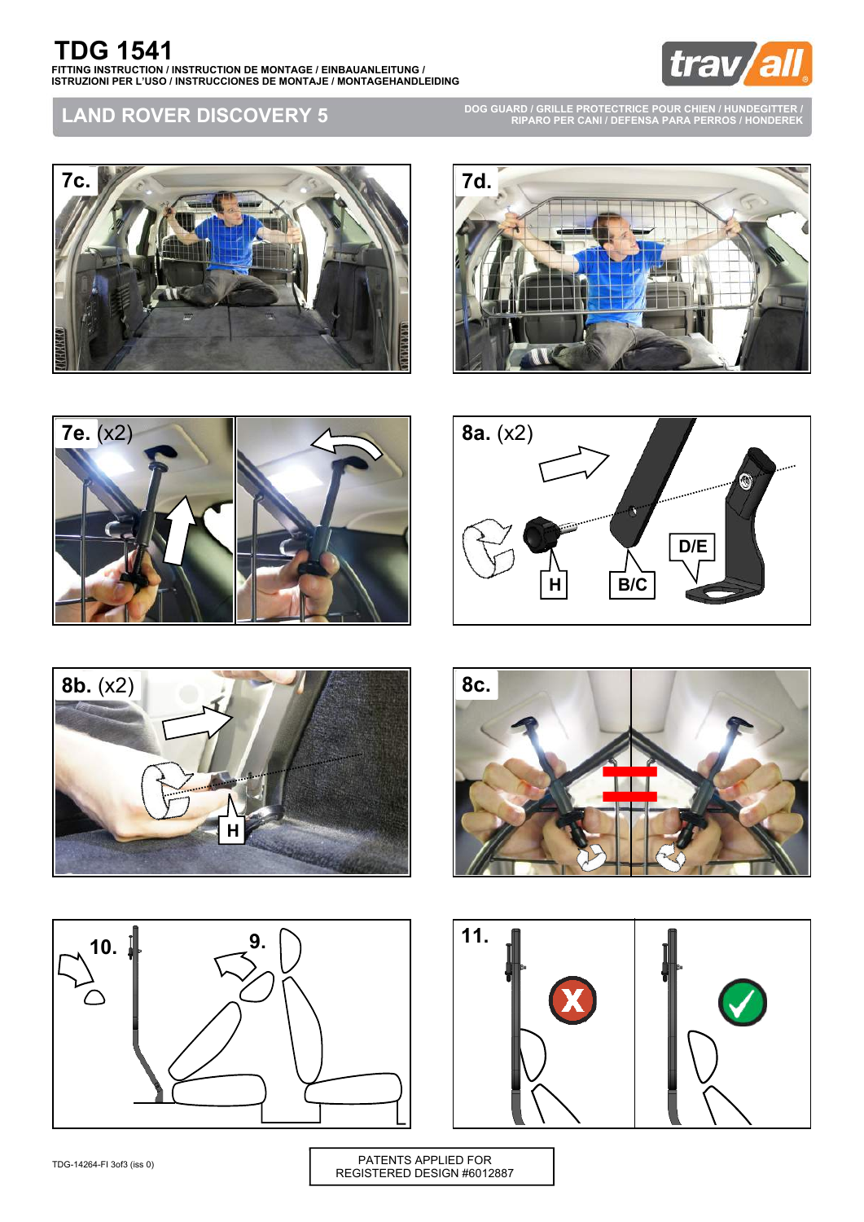# TDG 1541

FITTING INSTRUCTION / INSTRUCTION DE MONTAGE / EINBAUANLEITUNG /
ISTRUZIONI PER L'USO / INSTRUCCIONES DE MONTAJE / MONTAGEHANDLEIDING

trav/all

## LAND ROVER DISCOVERY 5

DOG GUARD / GRILLE PROTECTRICE POUR CHIEN / HUNDEGITTER / RIPARO PER CANI / DEFENSA PARA PERROS / HONDEREK

**7c.**

**7d.**

**7e.** (x2)

**8a.** (x2)

H

B/C

D/E

**8b.** (x2)

H

**8c.**

**10.**

**9.**

**11.**

TDG-14264-FI 3of3 (iss 0)

PATENTS APPLIED FOR
REGISTERED DESIGN #6012887